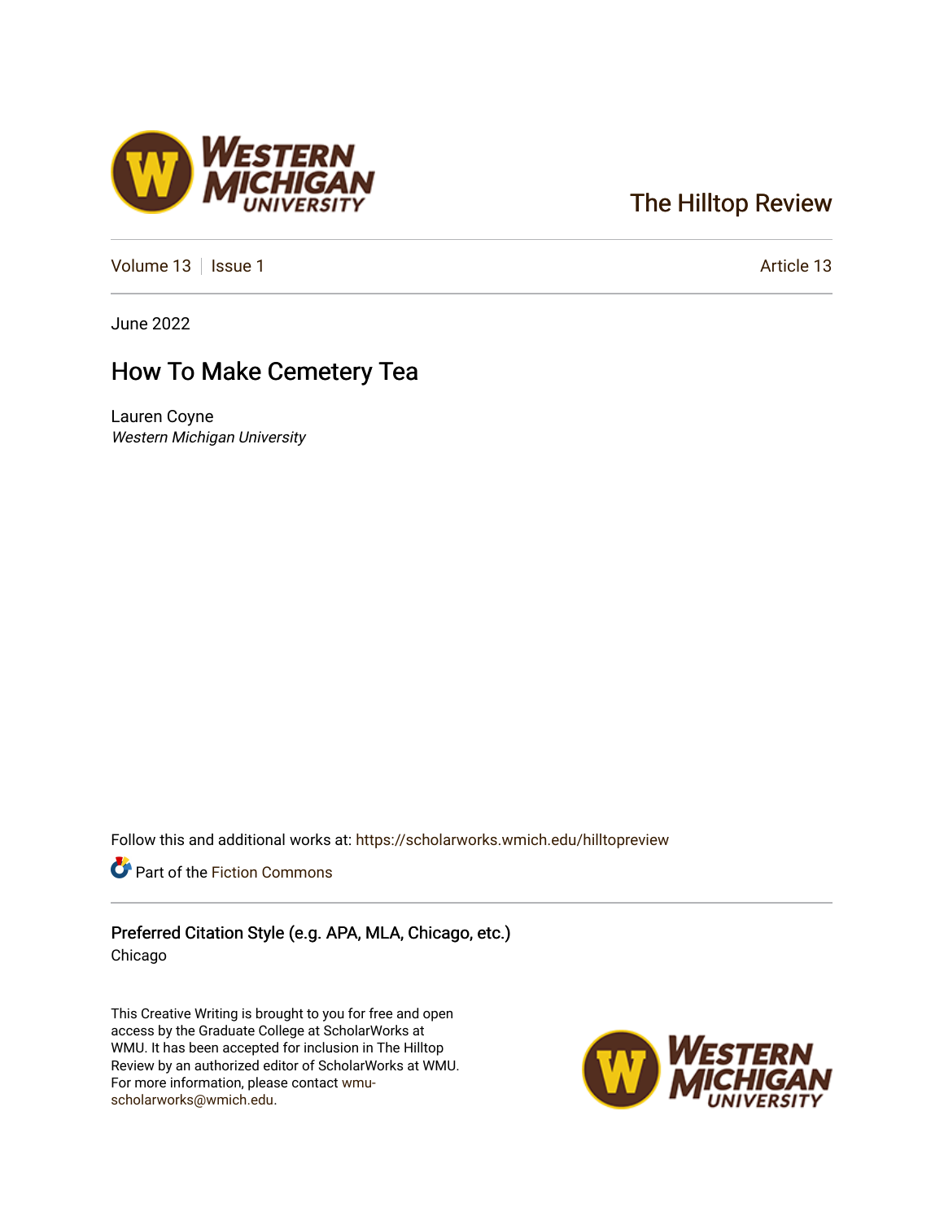The Hilltop Review

Volume 13 | Issue 1 | Article 13

June 2022

# How To Make Cemetery Tea

Lauren Coyne
*Western Michigan University*

Follow this and additional works at: https://scholarworks.wmich.edu/hilltopreview

Part of the Fiction Commons

**Preferred Citation Style (e.g. APA, MLA, Chicago, etc.)**
Chicago

This Creative Writing is brought to you for free and open access by the Graduate College at ScholarWorks at WMU. It has been accepted for inclusion in The Hilltop Review by an authorized editor of ScholarWorks at WMU. For more information, please contact wmu-scholarworks@wmich.edu.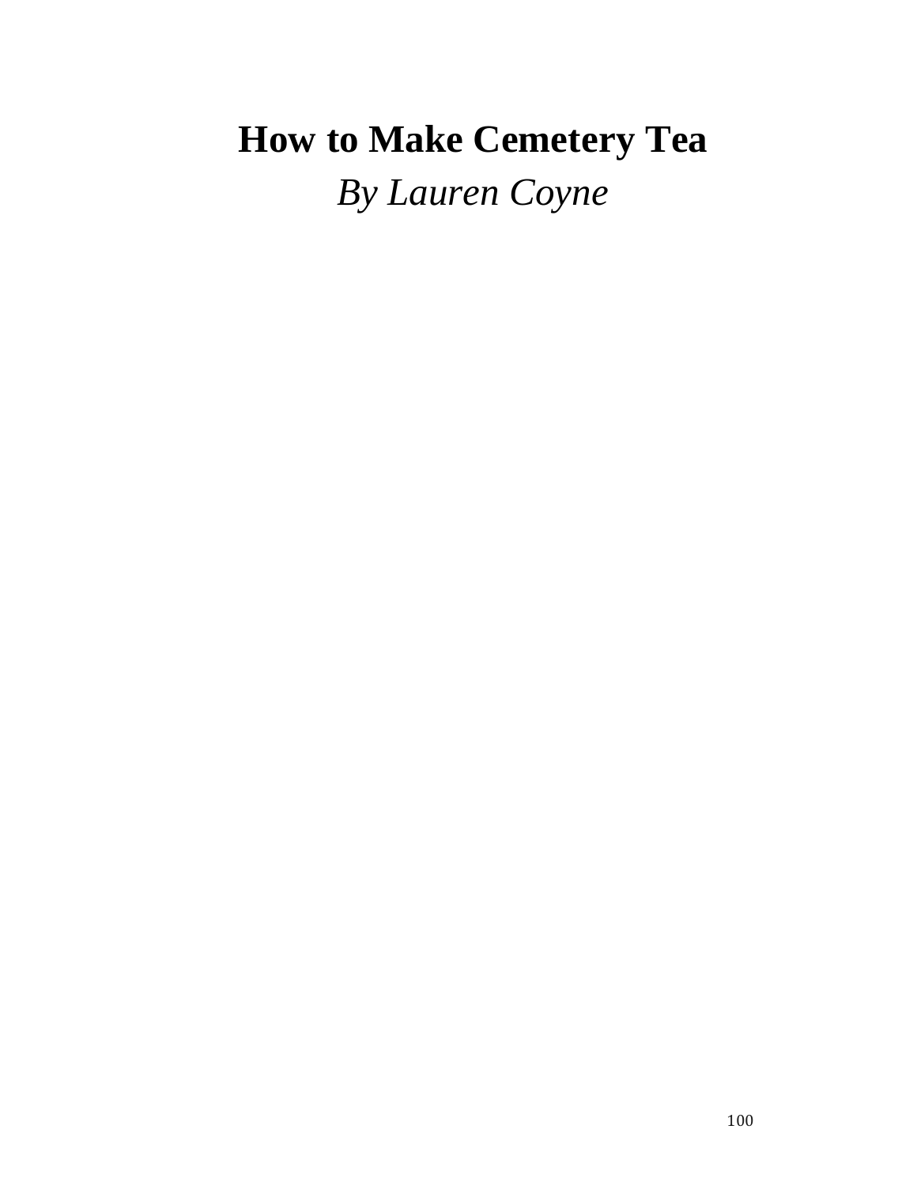# How to Make Cemetery Tea

*By Lauren Coyne*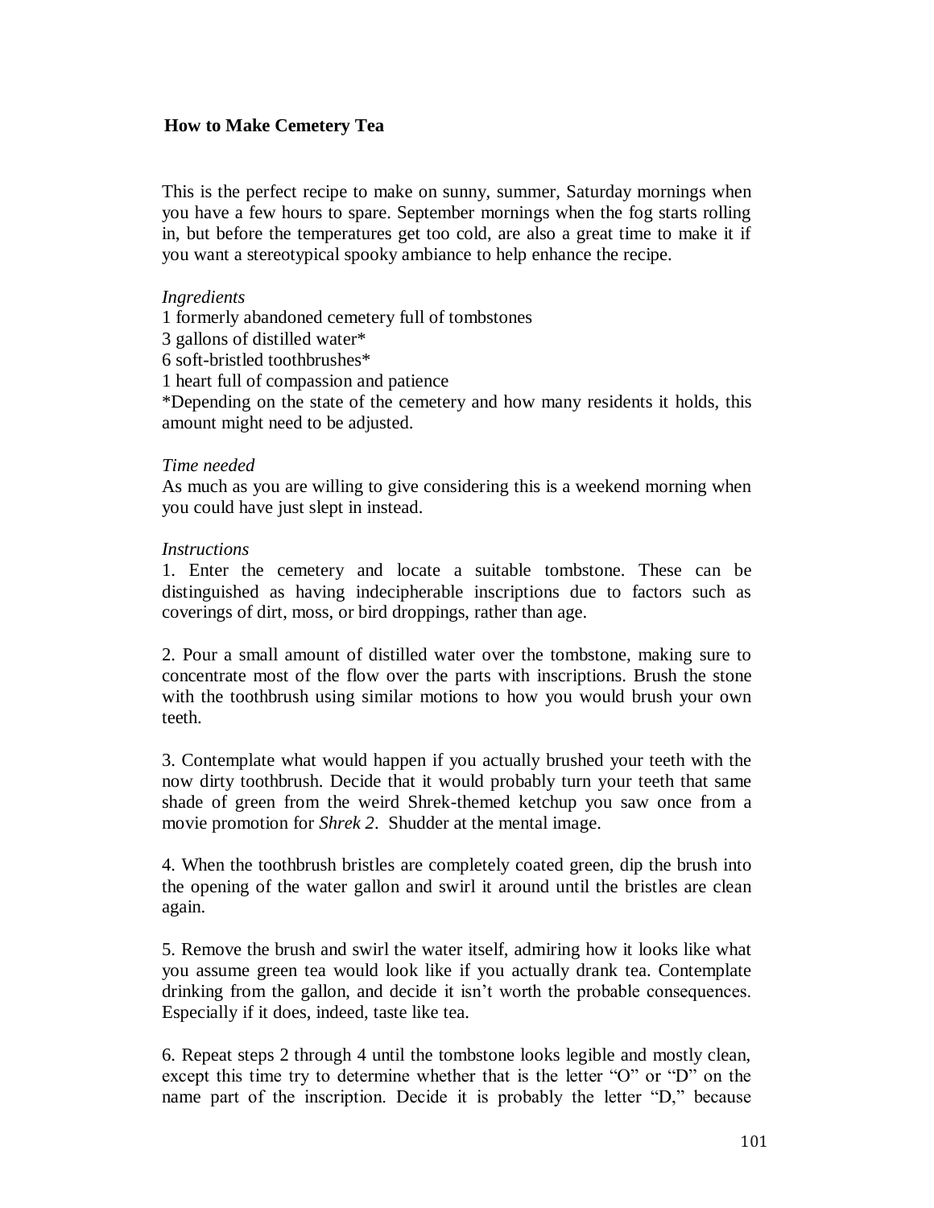## How to Make Cemetery Tea

This is the perfect recipe to make on sunny, summer, Saturday mornings when you have a few hours to spare. September mornings when the fog starts rolling in, but before the temperatures get too cold, are also a great time to make it if you want a stereotypical spooky ambiance to help enhance the recipe.

*Ingredients*

1 formerly abandoned cemetery full of tombstones
3 gallons of distilled water*
6 soft-bristled toothbrushes*
1 heart full of compassion and patience
*Depending on the state of the cemetery and how many residents it holds, this amount might need to be adjusted.

*Time needed*

As much as you are willing to give considering this is a weekend morning when you could have just slept in instead.

*Instructions*

1. Enter the cemetery and locate a suitable tombstone. These can be distinguished as having indecipherable inscriptions due to factors such as coverings of dirt, moss, or bird droppings, rather than age.

2. Pour a small amount of distilled water over the tombstone, making sure to concentrate most of the flow over the parts with inscriptions. Brush the stone with the toothbrush using similar motions to how you would brush your own teeth.

3. Contemplate what would happen if you actually brushed your teeth with the now dirty toothbrush. Decide that it would probably turn your teeth that same shade of green from the weird Shrek-themed ketchup you saw once from a movie promotion for *Shrek 2*. Shudder at the mental image.

4. When the toothbrush bristles are completely coated green, dip the brush into the opening of the water gallon and swirl it around until the bristles are clean again.

5. Remove the brush and swirl the water itself, admiring how it looks like what you assume green tea would look like if you actually drank tea. Contemplate drinking from the gallon, and decide it isn't worth the probable consequences. Especially if it does, indeed, taste like tea.

6. Repeat steps 2 through 4 until the tombstone looks legible and mostly clean, except this time try to determine whether that is the letter "O" or "D" on the name part of the inscription. Decide it is probably the letter "D," because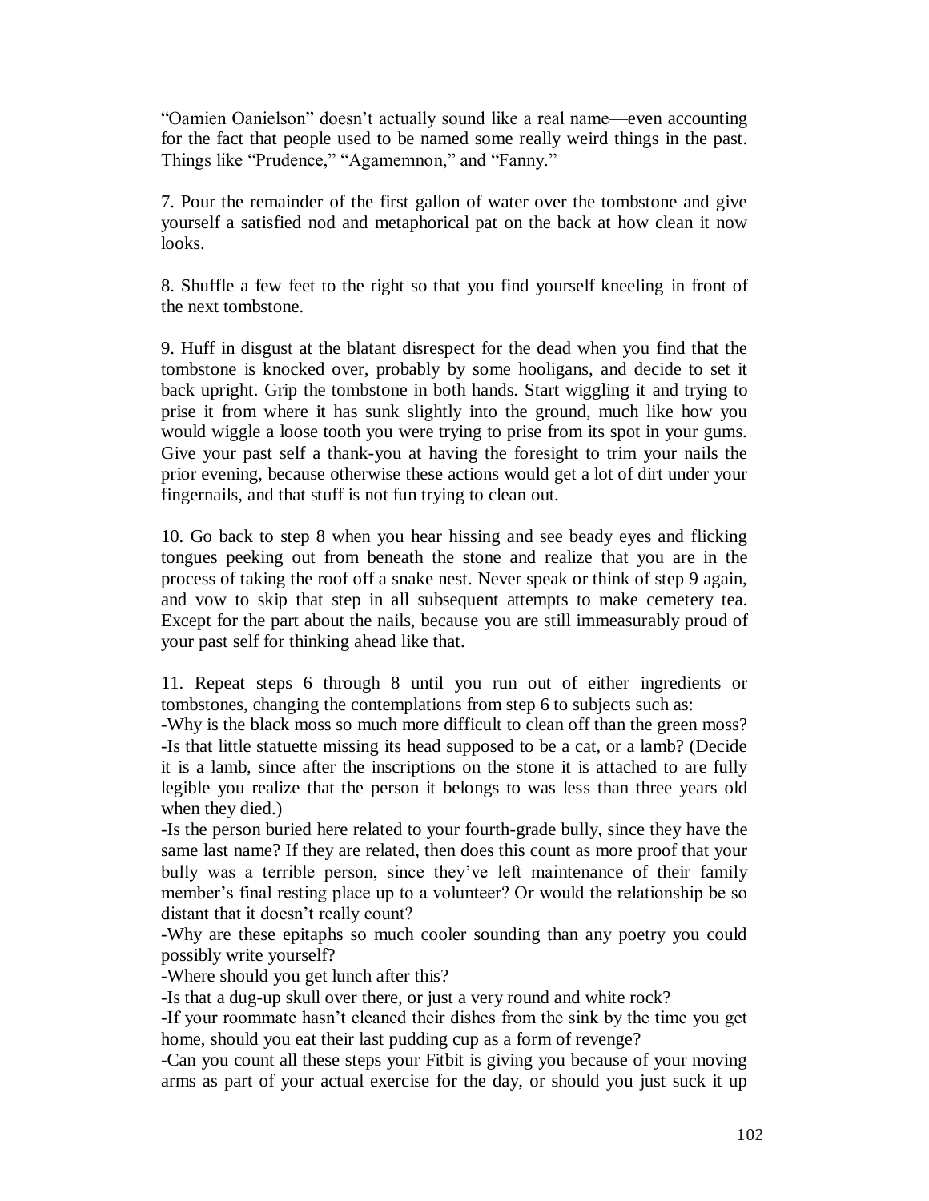“Oamien Oanielson” doesn’t actually sound like a real name—even accounting for the fact that people used to be named some really weird things in the past. Things like “Prudence,” “Agamemnon,” and “Fanny.”

7. Pour the remainder of the first gallon of water over the tombstone and give yourself a satisfied nod and metaphorical pat on the back at how clean it now looks.

8. Shuffle a few feet to the right so that you find yourself kneeling in front of the next tombstone.

9. Huff in disgust at the blatant disrespect for the dead when you find that the tombstone is knocked over, probably by some hooligans, and decide to set it back upright. Grip the tombstone in both hands. Start wiggling it and trying to prise it from where it has sunk slightly into the ground, much like how you would wiggle a loose tooth you were trying to prise from its spot in your gums. Give your past self a thank-you at having the foresight to trim your nails the prior evening, because otherwise these actions would get a lot of dirt under your fingernails, and that stuff is not fun trying to clean out.

10. Go back to step 8 when you hear hissing and see beady eyes and flicking tongues peeking out from beneath the stone and realize that you are in the process of taking the roof off a snake nest. Never speak or think of step 9 again, and vow to skip that step in all subsequent attempts to make cemetery tea. Except for the part about the nails, because you are still immeasurably proud of your past self for thinking ahead like that.

11. Repeat steps 6 through 8 until you run out of either ingredients or tombstones, changing the contemplations from step 6 to subjects such as:

-Why is the black moss so much more difficult to clean off than the green moss?

-Is that little statuette missing its head supposed to be a cat, or a lamb? (Decide it is a lamb, since after the inscriptions on the stone it is attached to are fully legible you realize that the person it belongs to was less than three years old when they died.)

-Is the person buried here related to your fourth-grade bully, since they have the same last name? If they are related, then does this count as more proof that your bully was a terrible person, since they’ve left maintenance of their family member’s final resting place up to a volunteer? Or would the relationship be so distant that it doesn’t really count?

-Why are these epitaphs so much cooler sounding than any poetry you could possibly write yourself?

-Where should you get lunch after this?

-Is that a dug-up skull over there, or just a very round and white rock?

-If your roommate hasn’t cleaned their dishes from the sink by the time you get home, should you eat their last pudding cup as a form of revenge?

-Can you count all these steps your Fitbit is giving you because of your moving arms as part of your actual exercise for the day, or should you just suck it up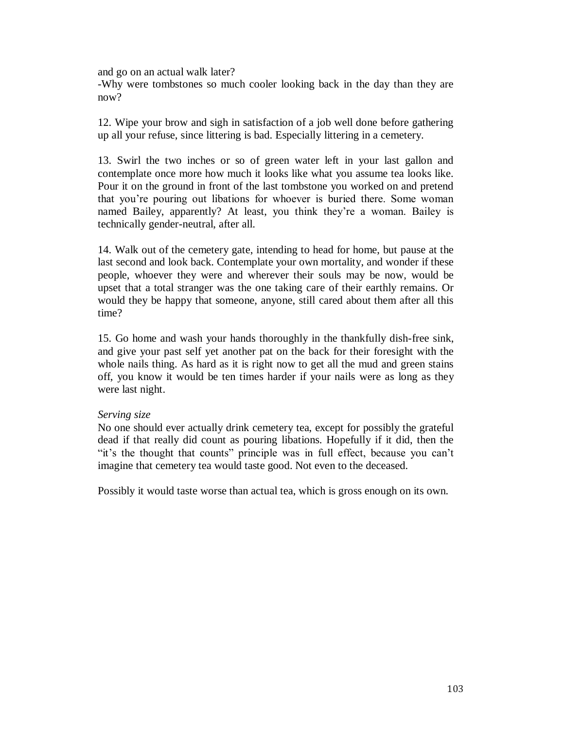and go on an actual walk later?
-Why were tombstones so much cooler looking back in the day than they are now?

12. Wipe your brow and sigh in satisfaction of a job well done before gathering up all your refuse, since littering is bad. Especially littering in a cemetery.

13. Swirl the two inches or so of green water left in your last gallon and contemplate once more how much it looks like what you assume tea looks like. Pour it on the ground in front of the last tombstone you worked on and pretend that you're pouring out libations for whoever is buried there. Some woman named Bailey, apparently? At least, you think they're a woman. Bailey is technically gender-neutral, after all.

14. Walk out of the cemetery gate, intending to head for home, but pause at the last second and look back. Contemplate your own mortality, and wonder if these people, whoever they were and wherever their souls may be now, would be upset that a total stranger was the one taking care of their earthly remains. Or would they be happy that someone, anyone, still cared about them after all this time?

15. Go home and wash your hands thoroughly in the thankfully dish-free sink, and give your past self yet another pat on the back for their foresight with the whole nails thing. As hard as it is right now to get all the mud and green stains off, you know it would be ten times harder if your nails were as long as they were last night.

*Serving size*
No one should ever actually drink cemetery tea, except for possibly the grateful dead if that really did count as pouring libations. Hopefully if it did, then the "it's the thought that counts" principle was in full effect, because you can't imagine that cemetery tea would taste good. Not even to the deceased.

Possibly it would taste worse than actual tea, which is gross enough on its own.